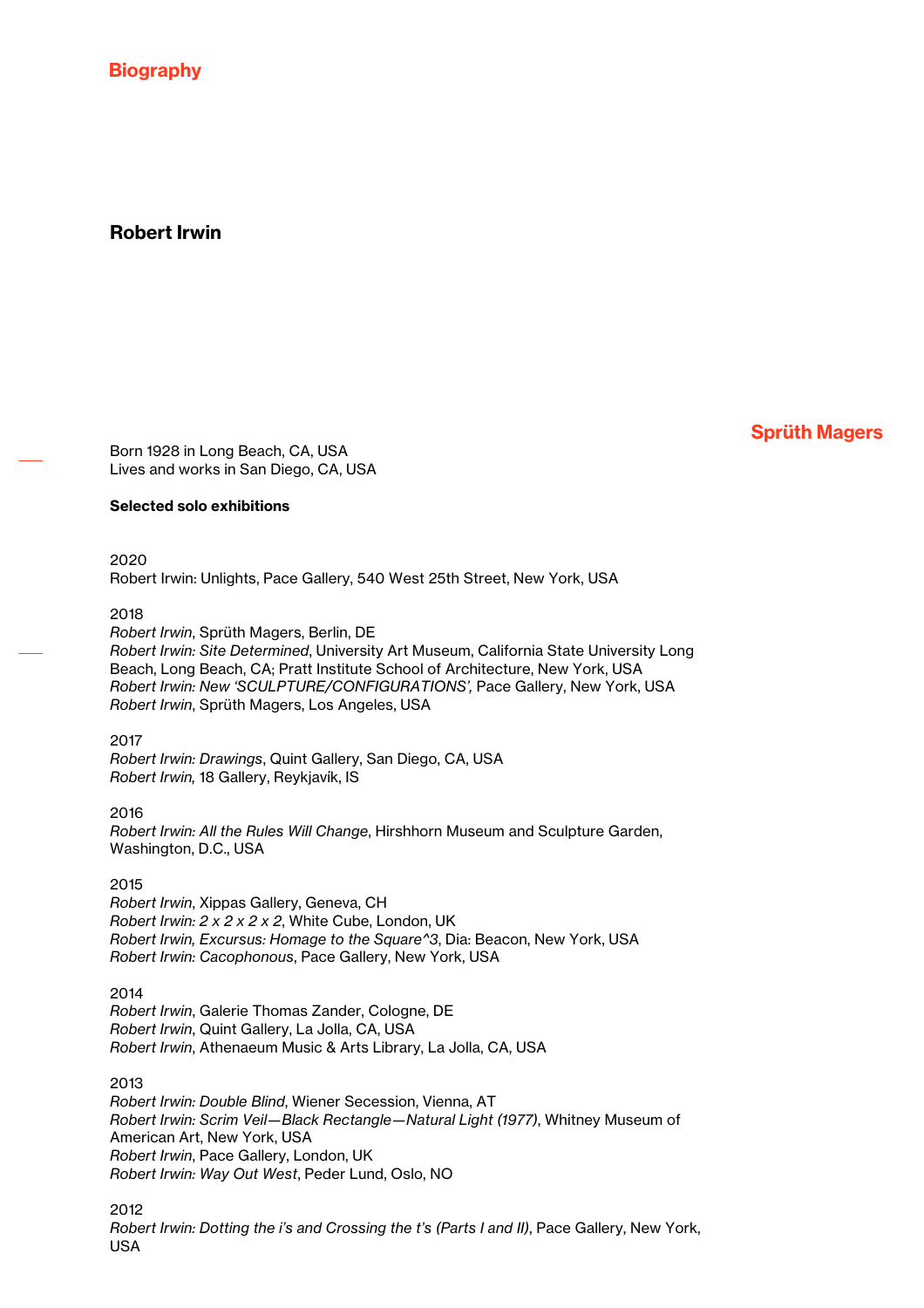# Biography

## Robert Irwin

Sprüth Magers

Born 1928 in Long Beach, CA, USA
Lives and works in San Diego, CA, USA

**Selected solo exhibitions**

2020
Robert Irwin: Unlights, Pace Gallery, 540 West 25th Street, New York, USA

2018
*Robert Irwin*, Sprüth Magers, Berlin, DE
*Robert Irwin: Site Determined*, University Art Museum, California State University Long Beach, Long Beach, CA; Pratt Institute School of Architecture, New York, USA
*Robert Irwin: New 'SCULPTURE/CONFIGURATIONS',* Pace Gallery, New York, USA
*Robert Irwin*, Sprüth Magers, Los Angeles, USA

2017
*Robert Irwin: Drawings*, Quint Gallery, San Diego, CA, USA
*Robert Irwin,* 18 Gallery, Reykjavík, IS

2016
*Robert Irwin: All the Rules Will Change*, Hirshhorn Museum and Sculpture Garden, Washington, D.C., USA

2015
*Robert Irwin*, Xippas Gallery, Geneva, CH
*Robert Irwin: 2 x 2 x 2 x 2*, White Cube, London, UK
*Robert Irwin, Excursus: Homage to the Square^3*, Dia: Beacon, New York, USA
*Robert Irwin: Cacophonous*, Pace Gallery, New York, USA

2014
*Robert Irwin*, Galerie Thomas Zander, Cologne, DE
*Robert Irwin*, Quint Gallery, La Jolla, CA, USA
*Robert Irwin*, Athenaeum Music & Arts Library, La Jolla, CA, USA

2013
*Robert Irwin: Double Blind*, Wiener Secession, Vienna, AT
*Robert Irwin: Scrim Veil—Black Rectangle—Natural Light (1977)*, Whitney Museum of American Art, New York, USA
*Robert Irwin*, Pace Gallery, London, UK
*Robert Irwin: Way Out West*, Peder Lund, Oslo, NO

2012
*Robert Irwin: Dotting the i's and Crossing the t's (Parts I and II)*, Pace Gallery, New York, USA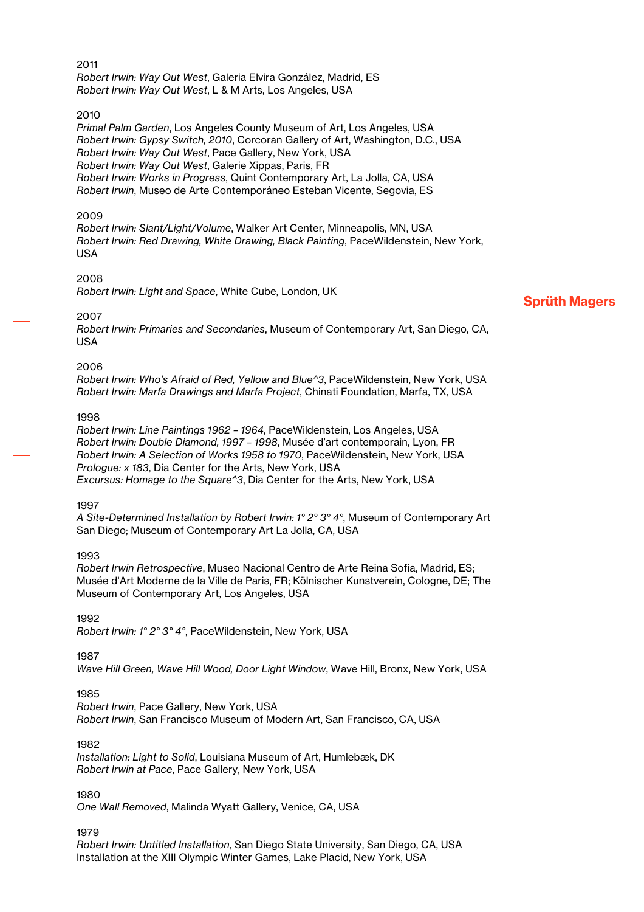2011
*Robert Irwin: Way Out West*, Galeria Elvira González, Madrid, ES
*Robert Irwin: Way Out West*, L & M Arts, Los Angeles, USA

2010
*Primal Palm Garden*, Los Angeles County Museum of Art, Los Angeles, USA
*Robert Irwin: Gypsy Switch, 2010*, Corcoran Gallery of Art, Washington, D.C., USA
*Robert Irwin: Way Out West*, Pace Gallery, New York, USA
*Robert Irwin: Way Out West*, Galerie Xippas, Paris, FR
*Robert Irwin: Works in Progress*, Quint Contemporary Art, La Jolla, CA, USA
*Robert Irwin*, Museo de Arte Contemporáneo Esteban Vicente, Segovia, ES

2009
*Robert Irwin: Slant/Light/Volume*, Walker Art Center, Minneapolis, MN, USA
*Robert Irwin: Red Drawing, White Drawing, Black Painting*, PaceWildenstein, New York, USA

2008
*Robert Irwin: Light and Space*, White Cube, London, UK

2007
*Robert Irwin: Primaries and Secondaries*, Museum of Contemporary Art, San Diego, CA, USA

2006
*Robert Irwin: Who's Afraid of Red, Yellow and Blue^3*, PaceWildenstein, New York, USA
*Robert Irwin: Marfa Drawings and Marfa Project*, Chinati Foundation, Marfa, TX, USA

1998
*Robert Irwin: Line Paintings 1962 – 1964*, PaceWildenstein, Los Angeles, USA
*Robert Irwin: Double Diamond, 1997 – 1998*, Musée d'art contemporain, Lyon, FR
*Robert Irwin: A Selection of Works 1958 to 1970*, PaceWildenstein, New York, USA
*Prologue: x 183*, Dia Center for the Arts, New York, USA
*Excursus: Homage to the Square^3*, Dia Center for the Arts, New York, USA

1997
*A Site-Determined Installation by Robert Irwin: 1° 2° 3° 4°*, Museum of Contemporary Art San Diego; Museum of Contemporary Art La Jolla, CA, USA

1993
*Robert Irwin Retrospective*, Museo Nacional Centro de Arte Reina Sofía, Madrid, ES; Musée d'Art Moderne de la Ville de Paris, FR; Kölnischer Kunstverein, Cologne, DE; The Museum of Contemporary Art, Los Angeles, USA

1992
*Robert Irwin: 1° 2° 3° 4°*, PaceWildenstein, New York, USA

1987
*Wave Hill Green, Wave Hill Wood, Door Light Window*, Wave Hill, Bronx, New York, USA

1985
*Robert Irwin*, Pace Gallery, New York, USA
*Robert Irwin*, San Francisco Museum of Modern Art, San Francisco, CA, USA

1982
*Installation: Light to Solid*, Louisiana Museum of Art, Humlebæk, DK
*Robert Irwin at Pace*, Pace Gallery, New York, USA

1980
*One Wall Removed*, Malinda Wyatt Gallery, Venice, CA, USA

1979
*Robert Irwin: Untitled Installation*, San Diego State University, San Diego, CA, USA
Installation at the XIII Olympic Winter Games, Lake Placid, New York, USA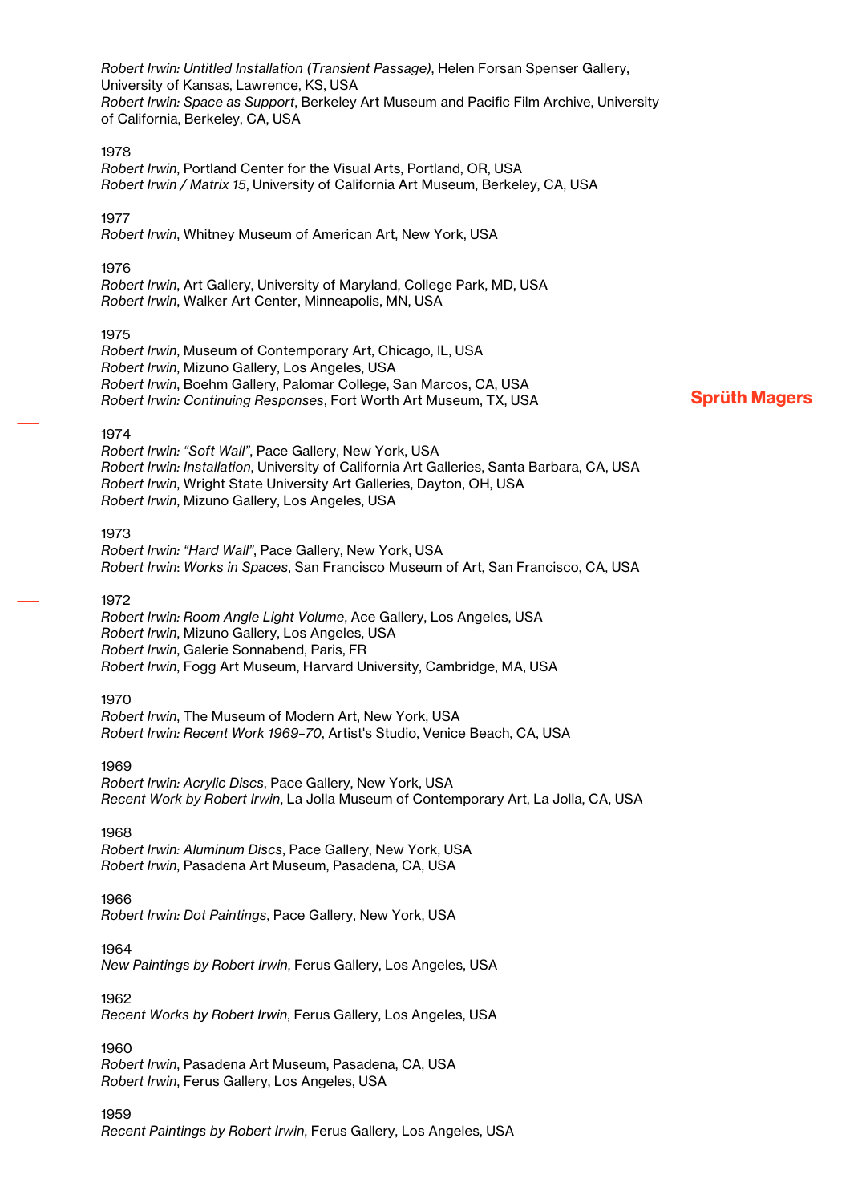*Robert Irwin: Untitled Installation (Transient Passage)*, Helen Forsan Spenser Gallery, University of Kansas, Lawrence, KS, USA
*Robert Irwin: Space as Support*, Berkeley Art Museum and Pacific Film Archive, University of California, Berkeley, CA, USA

1978
*Robert Irwin*, Portland Center for the Visual Arts, Portland, OR, USA
*Robert Irwin / Matrix 15*, University of California Art Museum, Berkeley, CA, USA

1977
*Robert Irwin*, Whitney Museum of American Art, New York, USA

1976
*Robert Irwin*, Art Gallery, University of Maryland, College Park, MD, USA
*Robert Irwin*, Walker Art Center, Minneapolis, MN, USA

1975
*Robert Irwin*, Museum of Contemporary Art, Chicago, IL, USA
*Robert Irwin*, Mizuno Gallery, Los Angeles, USA
*Robert Irwin*, Boehm Gallery, Palomar College, San Marcos, CA, USA
*Robert Irwin: Continuing Responses*, Fort Worth Art Museum, TX, USA

1974
*Robert Irwin: "Soft Wall"*, Pace Gallery, New York, USA
*Robert Irwin: Installation*, University of California Art Galleries, Santa Barbara, CA, USA
*Robert Irwin*, Wright State University Art Galleries, Dayton, OH, USA
*Robert Irwin*, Mizuno Gallery, Los Angeles, USA

1973
*Robert Irwin: "Hard Wall"*, Pace Gallery, New York, USA
*Robert Irwin: Works in Spaces*, San Francisco Museum of Art, San Francisco, CA, USA

1972
*Robert Irwin: Room Angle Light Volume*, Ace Gallery, Los Angeles, USA
*Robert Irwin*, Mizuno Gallery, Los Angeles, USA
*Robert Irwin*, Galerie Sonnabend, Paris, FR
*Robert Irwin*, Fogg Art Museum, Harvard University, Cambridge, MA, USA

1970
*Robert Irwin*, The Museum of Modern Art, New York, USA
*Robert Irwin: Recent Work 1969–70*, Artist's Studio, Venice Beach, CA, USA

1969
*Robert Irwin: Acrylic Discs*, Pace Gallery, New York, USA
*Recent Work by Robert Irwin*, La Jolla Museum of Contemporary Art, La Jolla, CA, USA

1968
*Robert Irwin: Aluminum Discs*, Pace Gallery, New York, USA
*Robert Irwin*, Pasadena Art Museum, Pasadena, CA, USA

1966
*Robert Irwin: Dot Paintings*, Pace Gallery, New York, USA

1964
*New Paintings by Robert Irwin*, Ferus Gallery, Los Angeles, USA

1962
*Recent Works by Robert Irwin*, Ferus Gallery, Los Angeles, USA

1960
*Robert Irwin*, Pasadena Art Museum, Pasadena, CA, USA
*Robert Irwin*, Ferus Gallery, Los Angeles, USA

1959
*Recent Paintings by Robert Irwin*, Ferus Gallery, Los Angeles, USA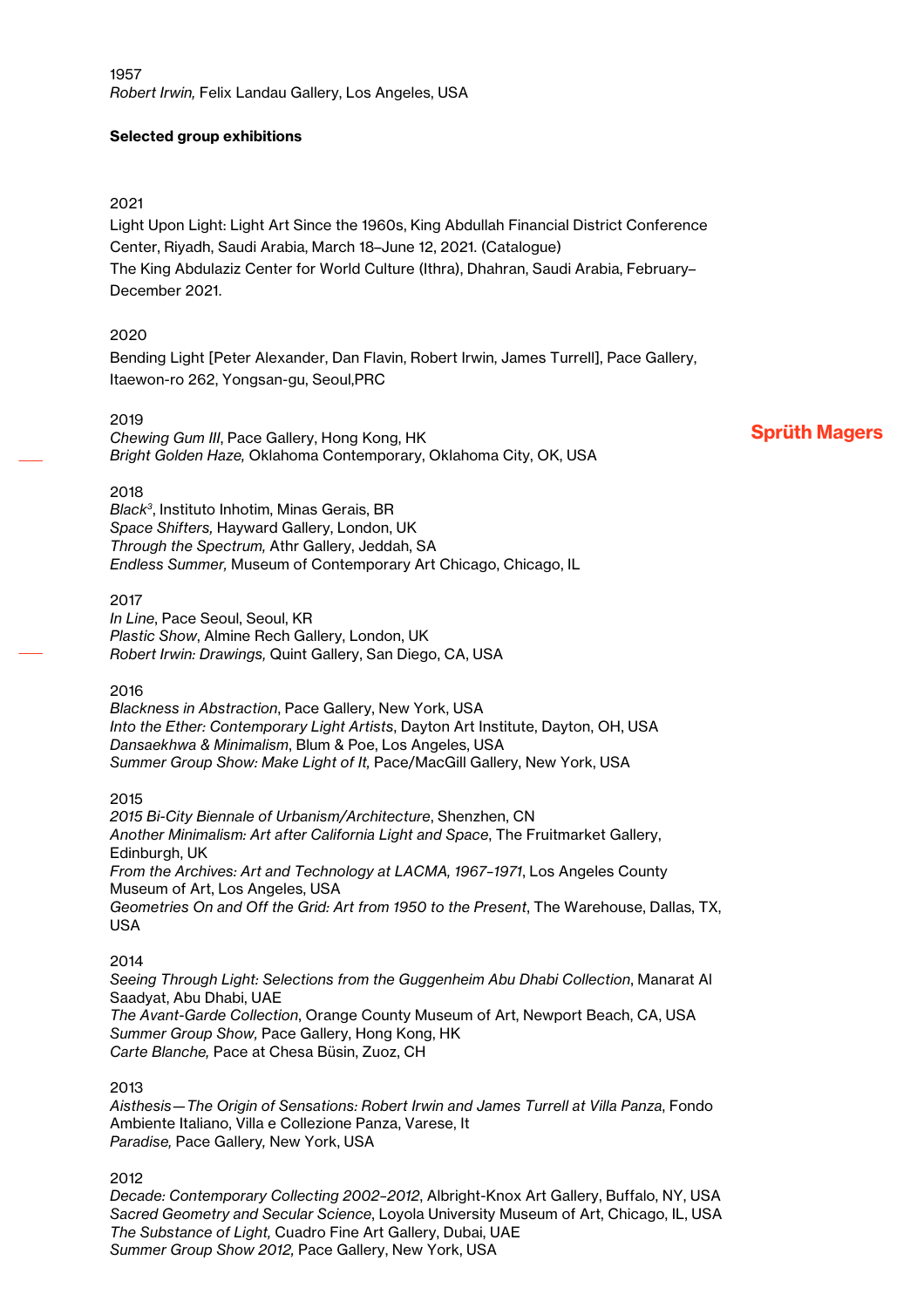1957
*Robert Irwin,* Felix Landau Gallery, Los Angeles, USA

**Selected group exhibitions**

2021
Light Upon Light: Light Art Since the 1960s, King Abdullah Financial District Conference Center, Riyadh, Saudi Arabia, March 18–June 12, 2021. (Catalogue)
The King Abdulaziz Center for World Culture (Ithra), Dhahran, Saudi Arabia, February–December 2021.

2020
Bending Light [Peter Alexander, Dan Flavin, Robert Irwin, James Turrell], Pace Gallery, Itaewon-ro 262, Yongsan-gu, Seoul,PRC

2019
*Chewing Gum III*, Pace Gallery, Hong Kong, HK
*Bright Golden Haze,* Oklahoma Contemporary, Oklahoma City, OK, USA

2018
*Black$^3$*, Instituto Inhotim, Minas Gerais, BR
*Space Shifters,* Hayward Gallery, London, UK
*Through the Spectrum,* Athr Gallery, Jeddah, SA
*Endless Summer,* Museum of Contemporary Art Chicago, Chicago, IL

2017
*In Line*, Pace Seoul, Seoul, KR
*Plastic Show*, Almine Rech Gallery, London, UK
*Robert Irwin: Drawings,* Quint Gallery, San Diego, CA, USA

2016
*Blackness in Abstraction*, Pace Gallery, New York, USA
*Into the Ether: Contemporary Light Artists*, Dayton Art Institute, Dayton, OH, USA
*Dansaekhwa & Minimalism*, Blum & Poe, Los Angeles, USA
*Summer Group Show: Make Light of It,* Pace/MacGill Gallery, New York, USA

2015
*2015 Bi-City Biennale of Urbanism/Architecture*, Shenzhen, CN
*Another Minimalism: Art after California Light and Space*, The Fruitmarket Gallery, Edinburgh, UK
*From the Archives: Art and Technology at LACMA, 1967–1971*, Los Angeles County Museum of Art, Los Angeles, USA
*Geometries On and Off the Grid: Art from 1950 to the Present*, The Warehouse, Dallas, TX, USA

2014
*Seeing Through Light: Selections from the Guggenheim Abu Dhabi Collection*, Manarat Al Saadyat, Abu Dhabi, UAE
*The Avant-Garde Collection*, Orange County Museum of Art, Newport Beach, CA, USA
*Summer Group Show,* Pace Gallery, Hong Kong, HK
*Carte Blanche,* Pace at Chesa Büsin, Zuoz, CH

2013
*Aisthesis—The Origin of Sensations: Robert Irwin and James Turrell at Villa Panza*, Fondo Ambiente Italiano, Villa e Collezione Panza, Varese, It
*Paradise,* Pace Gallery, New York, USA

2012
*Decade: Contemporary Collecting 2002–2012*, Albright-Knox Art Gallery, Buffalo, NY, USA
*Sacred Geometry and Secular Science*, Loyola University Museum of Art, Chicago, IL, USA
*The Substance of Light,* Cuadro Fine Art Gallery, Dubai, UAE
*Summer Group Show 2012,* Pace Gallery, New York, USA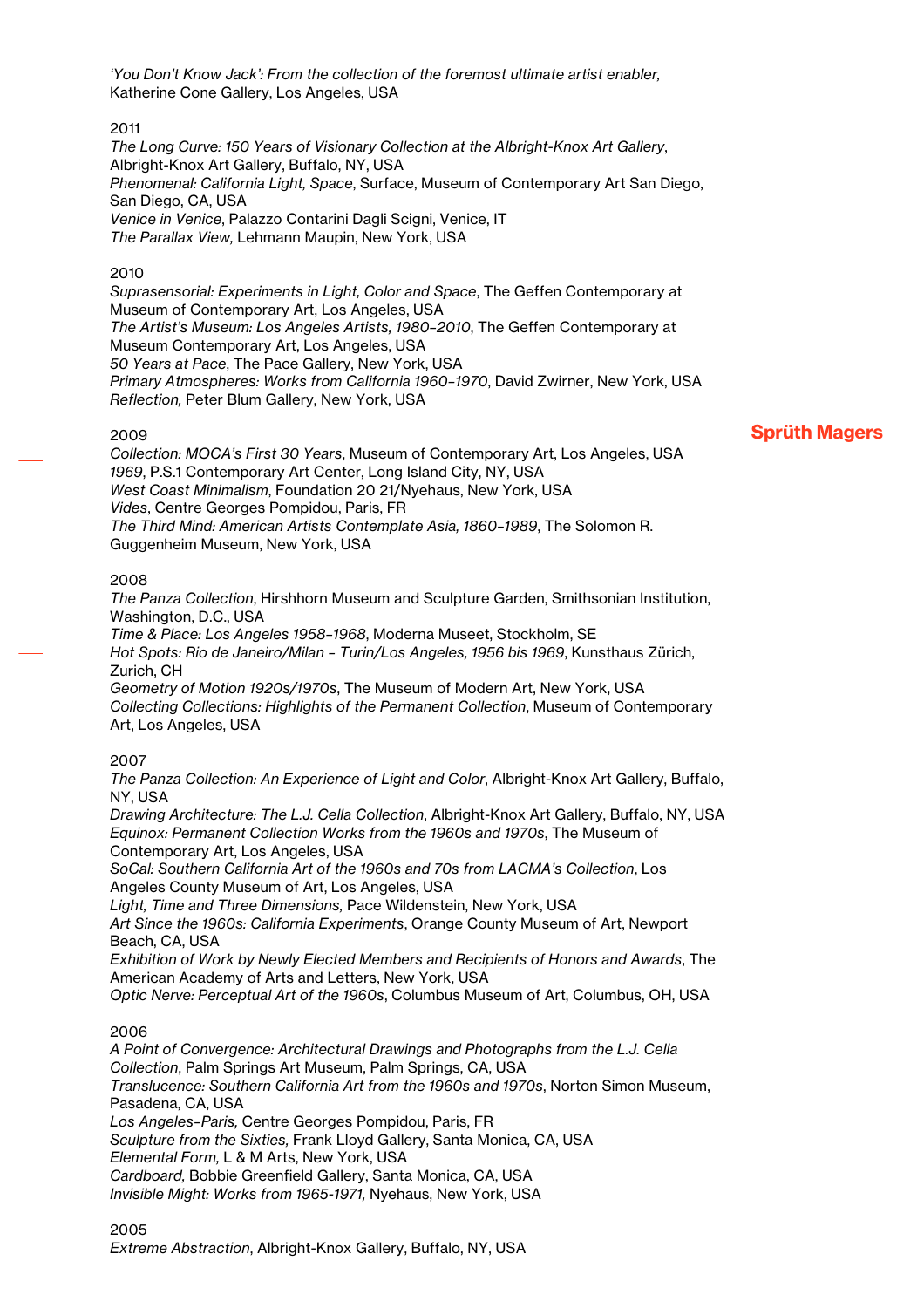*'You Don't Know Jack': From the collection of the foremost ultimate artist enabler,* Katherine Cone Gallery, Los Angeles, USA

2011
*The Long Curve: 150 Years of Visionary Collection at the Albright-Knox Art Gallery*, Albright-Knox Art Gallery, Buffalo, NY, USA
*Phenomenal: California Light, Space*, Surface, Museum of Contemporary Art San Diego, San Diego, CA, USA
*Venice in Venice*, Palazzo Contarini Dagli Scigni, Venice, IT
*The Parallax View,* Lehmann Maupin, New York, USA

2010
*Suprasensorial: Experiments in Light, Color and Space*, The Geffen Contemporary at Museum of Contemporary Art, Los Angeles, USA
*The Artist's Museum: Los Angeles Artists, 1980–2010*, The Geffen Contemporary at Museum Contemporary Art, Los Angeles, USA
*50 Years at Pace*, The Pace Gallery, New York, USA
*Primary Atmospheres: Works from California 1960–1970*, David Zwirner, New York, USA
*Reflection,* Peter Blum Gallery, New York, USA

2009
*Collection: MOCA's First 30 Years*, Museum of Contemporary Art, Los Angeles, USA
*1969*, P.S.1 Contemporary Art Center, Long Island City, NY, USA
*West Coast Minimalism*, Foundation 20 21/Nyehaus, New York, USA
*Vides*, Centre Georges Pompidou, Paris, FR
*The Third Mind: American Artists Contemplate Asia, 1860–1989*, The Solomon R. Guggenheim Museum, New York, USA

2008
*The Panza Collection*, Hirshhorn Museum and Sculpture Garden, Smithsonian Institution, Washington, D.C., USA
*Time & Place: Los Angeles 1958–1968*, Moderna Museet, Stockholm, SE
*Hot Spots: Rio de Janeiro/Milan – Turin/Los Angeles, 1956 bis 1969*, Kunsthaus Zürich, Zurich, CH
*Geometry of Motion 1920s/1970s*, The Museum of Modern Art, New York, USA
*Collecting Collections: Highlights of the Permanent Collection*, Museum of Contemporary Art, Los Angeles, USA

2007
*The Panza Collection: An Experience of Light and Color*, Albright-Knox Art Gallery, Buffalo, NY, USA
*Drawing Architecture: The L.J. Cella Collection*, Albright-Knox Art Gallery, Buffalo, NY, USA
*Equinox: Permanent Collection Works from the 1960s and 1970s*, The Museum of Contemporary Art, Los Angeles, USA
*SoCal: Southern California Art of the 1960s and 70s from LACMA's Collection*, Los Angeles County Museum of Art, Los Angeles, USA
*Light, Time and Three Dimensions,* Pace Wildenstein, New York, USA
*Art Since the 1960s: California Experiments*, Orange County Museum of Art, Newport Beach, CA, USA
*Exhibition of Work by Newly Elected Members and Recipients of Honors and Awards*, The American Academy of Arts and Letters, New York, USA
*Optic Nerve: Perceptual Art of the 1960s*, Columbus Museum of Art, Columbus, OH, USA

2006
*A Point of Convergence: Architectural Drawings and Photographs from the L.J. Cella Collection*, Palm Springs Art Museum, Palm Springs, CA, USA
*Translucence: Southern California Art from the 1960s and 1970s*, Norton Simon Museum, Pasadena, CA, USA
*Los Angeles–Paris,* Centre Georges Pompidou, Paris, FR
*Sculpture from the Sixties,* Frank Lloyd Gallery, Santa Monica, CA, USA
*Elemental Form,* L & M Arts, New York, USA
*Cardboard,* Bobbie Greenfield Gallery, Santa Monica, CA, USA
*Invisible Might: Works from 1965-1971,* Nyehaus, New York, USA

2005
*Extreme Abstraction*, Albright-Knox Gallery, Buffalo, NY, USA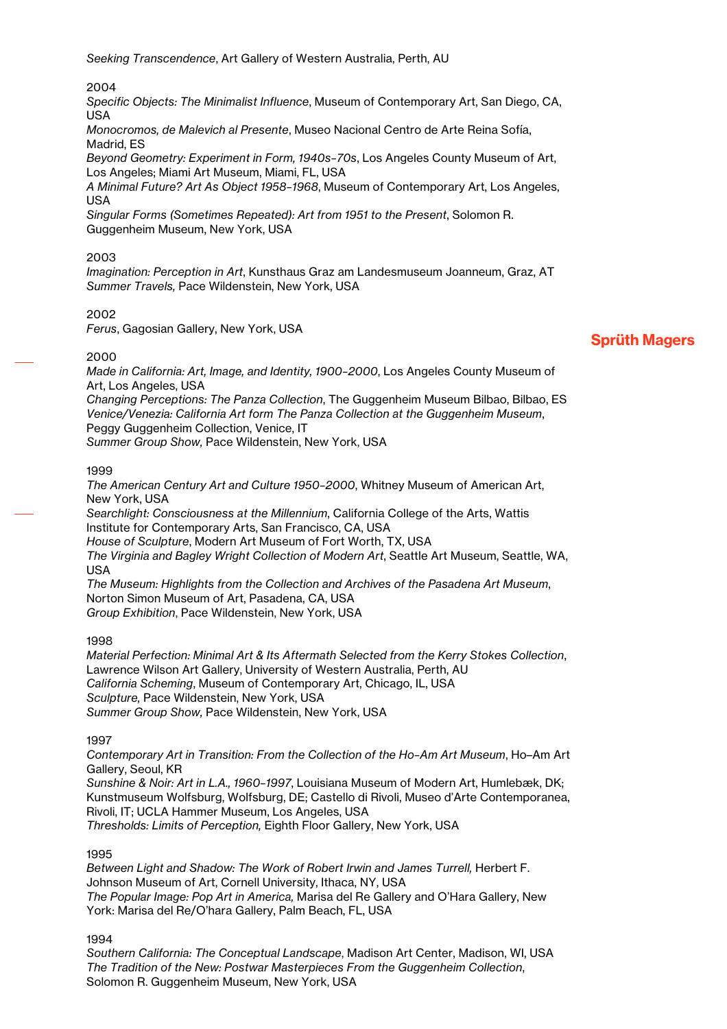*Seeking Transcendence*, Art Gallery of Western Australia, Perth, AU

2004
*Specific Objects: The Minimalist Influence*, Museum of Contemporary Art, San Diego, CA, USA
*Monocromos, de Malevich al Presente*, Museo Nacional Centro de Arte Reina Sofía, Madrid, ES
*Beyond Geometry: Experiment in Form, 1940s–70s*, Los Angeles County Museum of Art, Los Angeles; Miami Art Museum, Miami, FL, USA
*A Minimal Future? Art As Object 1958–1968*, Museum of Contemporary Art, Los Angeles, USA
*Singular Forms (Sometimes Repeated): Art from 1951 to the Present*, Solomon R. Guggenheim Museum, New York, USA

2003
*Imagination: Perception in Art*, Kunsthaus Graz am Landesmuseum Joanneum, Graz, AT
*Summer Travels,* Pace Wildenstein, New York, USA

2002
*Ferus*, Gagosian Gallery, New York, USA

2000
*Made in California: Art, Image, and Identity, 1900–2000*, Los Angeles County Museum of Art, Los Angeles, USA
*Changing Perceptions: The Panza Collection*, The Guggenheim Museum Bilbao, Bilbao, ES
*Venice/Venezia: California Art form The Panza Collection at the Guggenheim Museum*, Peggy Guggenheim Collection, Venice, IT
*Summer Group Show,* Pace Wildenstein, New York, USA

1999
*The American Century Art and Culture 1950–2000*, Whitney Museum of American Art, New York, USA
*Searchlight: Consciousness at the Millennium*, California College of the Arts, Wattis Institute for Contemporary Arts, San Francisco, CA, USA
*House of Sculpture*, Modern Art Museum of Fort Worth, TX, USA
*The Virginia and Bagley Wright Collection of Modern Art*, Seattle Art Museum, Seattle, WA, USA
*The Museum: Highlights from the Collection and Archives of the Pasadena Art Museum*, Norton Simon Museum of Art, Pasadena, CA, USA
*Group Exhibition*, Pace Wildenstein, New York, USA

1998
*Material Perfection: Minimal Art & Its Aftermath Selected from the Kerry Stokes Collection*, Lawrence Wilson Art Gallery, University of Western Australia, Perth, AU
*California Scheming*, Museum of Contemporary Art, Chicago, IL, USA
*Sculpture,* Pace Wildenstein, New York, USA
*Summer Group Show,* Pace Wildenstein, New York, USA

1997
*Contemporary Art in Transition: From the Collection of the Ho-Am Art Museum*, Ho-Am Art Gallery, Seoul, KR
*Sunshine & Noir: Art in L.A., 1960–1997*, Louisiana Museum of Modern Art, Humlebæk, DK; Kunstmuseum Wolfsburg, Wolfsburg, DE; Castello di Rivoli, Museo d'Arte Contemporanea, Rivoli, IT; UCLA Hammer Museum, Los Angeles, USA
*Thresholds: Limits of Perception,* Eighth Floor Gallery, New York, USA

1995
*Between Light and Shadow: The Work of Robert Irwin and James Turrell,* Herbert F. Johnson Museum of Art, Cornell University, Ithaca, NY, USA
*The Popular Image: Pop Art in America,* Marisa del Re Gallery and O'Hara Gallery, New York: Marisa del Re/O'hara Gallery, Palm Beach, FL, USA

1994
*Southern California: The Conceptual Landscape*, Madison Art Center, Madison, WI, USA
*The Tradition of the New: Postwar Masterpieces From the Guggenheim Collection*, Solomon R. Guggenheim Museum, New York, USA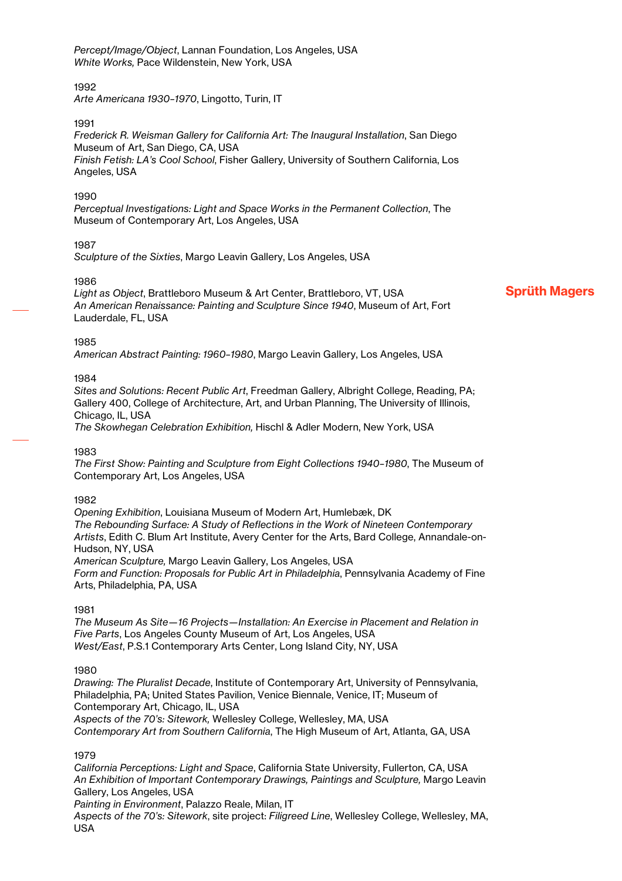*Percept/Image/Object*, Lannan Foundation, Los Angeles, USA
*White Works,* Pace Wildenstein, New York, USA

1992
*Arte Americana 1930–1970*, Lingotto, Turin, IT

1991
*Frederick R. Weisman Gallery for California Art: The Inaugural Installation*, San Diego Museum of Art, San Diego, CA, USA
*Finish Fetish: LA's Cool School*, Fisher Gallery, University of Southern California, Los Angeles, USA

1990
*Perceptual Investigations: Light and Space Works in the Permanent Collection*, The Museum of Contemporary Art, Los Angeles, USA

1987
*Sculpture of the Sixties*, Margo Leavin Gallery, Los Angeles, USA

1986
*Light as Object*, Brattleboro Museum & Art Center, Brattleboro, VT, USA
*An American Renaissance: Painting and Sculpture Since 1940*, Museum of Art, Fort Lauderdale, FL, USA

1985
*American Abstract Painting: 1960–1980*, Margo Leavin Gallery, Los Angeles, USA

1984
*Sites and Solutions: Recent Public Art*, Freedman Gallery, Albright College, Reading, PA; Gallery 400, College of Architecture, Art, and Urban Planning, The University of Illinois, Chicago, IL, USA
*The Skowhegan Celebration Exhibition,* Hischl & Adler Modern, New York, USA

1983
*The First Show: Painting and Sculpture from Eight Collections 1940–1980*, The Museum of Contemporary Art, Los Angeles, USA

1982
*Opening Exhibition*, Louisiana Museum of Modern Art, Humlebæk, DK
*The Rebounding Surface: A Study of Reflections in the Work of Nineteen Contemporary Artists*, Edith C. Blum Art Institute, Avery Center for the Arts, Bard College, Annandale-on-Hudson, NY, USA
*American Sculpture,* Margo Leavin Gallery, Los Angeles, USA
*Form and Function: Proposals for Public Art in Philadelphia*, Pennsylvania Academy of Fine Arts, Philadelphia, PA, USA

1981
*The Museum As Site—16 Projects—Installation: An Exercise in Placement and Relation in Five Parts*, Los Angeles County Museum of Art, Los Angeles, USA
*West/East*, P.S.1 Contemporary Arts Center, Long Island City, NY, USA

1980
*Drawing: The Pluralist Decade*, Institute of Contemporary Art, University of Pennsylvania, Philadelphia, PA; United States Pavilion, Venice Biennale, Venice, IT; Museum of Contemporary Art, Chicago, IL, USA
*Aspects of the 70's: Sitework,* Wellesley College, Wellesley, MA, USA
*Contemporary Art from Southern California*, The High Museum of Art, Atlanta, GA, USA

1979
*California Perceptions: Light and Space*, California State University, Fullerton, CA, USA
*An Exhibition of Important Contemporary Drawings, Paintings and Sculpture,* Margo Leavin Gallery, Los Angeles, USA
*Painting in Environment*, Palazzo Reale, Milan, IT
*Aspects of the 70's: Sitework*, site project: *Filigreed Line*, Wellesley College, Wellesley, MA, USA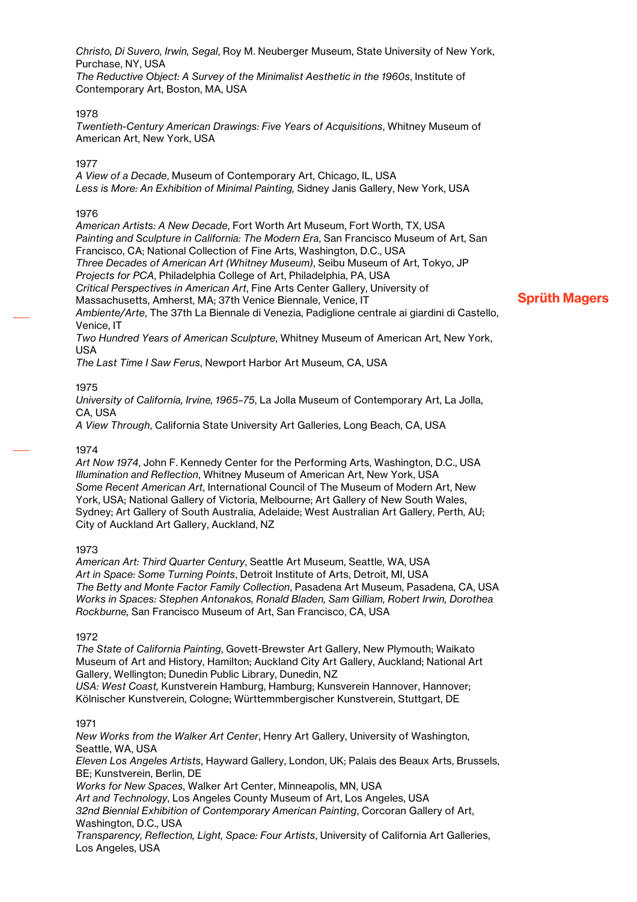*Christo, Di Suvero, Irwin, Segal*, Roy M. Neuberger Museum, State University of New York, Purchase, NY, USA
*The Reductive Object: A Survey of the Minimalist Aesthetic in the 1960s*, Institute of Contemporary Art, Boston, MA, USA

1978
*Twentieth-Century American Drawings: Five Years of Acquisitions*, Whitney Museum of American Art, New York, USA

1977
*A View of a Decade*, Museum of Contemporary Art, Chicago, IL, USA
*Less is More: An Exhibition of Minimal Painting,* Sidney Janis Gallery, New York, USA

1976
*American Artists: A New Decade*, Fort Worth Art Museum, Fort Worth, TX, USA
*Painting and Sculpture in California: The Modern Era*, San Francisco Museum of Art, San Francisco, CA; National Collection of Fine Arts, Washington, D.C., USA
*Three Decades of American Art (Whitney Museum)*, Seibu Museum of Art, Tokyo, JP
*Projects for PCA*, Philadelphia College of Art, Philadelphia, PA, USA
*Critical Perspectives in American Art*, Fine Arts Center Gallery, University of Massachusetts, Amherst, MA; 37th Venice Biennale, Venice, IT
*Ambiente/Arte*, The 37th La Biennale di Venezia, Padiglione centrale ai giardini di Castello, Venice, IT
*Two Hundred Years of American Sculpture*, Whitney Museum of American Art, New York, USA
*The Last Time I Saw Ferus*, Newport Harbor Art Museum, CA, USA

1975
*University of California, Irvine, 1965–75*, La Jolla Museum of Contemporary Art, La Jolla, CA, USA
*A View Through*, California State University Art Galleries, Long Beach, CA, USA

1974
*Art Now 1974*, John F. Kennedy Center for the Performing Arts, Washington, D.C., USA
*Illumination and Reflection*, Whitney Museum of American Art, New York, USA
*Some Recent American Art*, International Council of The Museum of Modern Art, New York, USA; National Gallery of Victoria, Melbourne; Art Gallery of New South Wales, Sydney; Art Gallery of South Australia, Adelaide; West Australian Art Gallery, Perth, AU; City of Auckland Art Gallery, Auckland, NZ

1973
*American Art: Third Quarter Century*, Seattle Art Museum, Seattle, WA, USA
*Art in Space: Some Turning Points*, Detroit Institute of Arts, Detroit, MI, USA
*The Betty and Monte Factor Family Collection*, Pasadena Art Museum, Pasadena, CA, USA
*Works in Spaces: Stephen Antonakos, Ronald Bladen, Sam Gilliam, Robert Irwin, Dorothea Rockburne,* San Francisco Museum of Art, San Francisco, CA, USA

1972
*The State of California Painting*, Govett-Brewster Art Gallery, New Plymouth; Waikato Museum of Art and History, Hamilton; Auckland City Art Gallery, Auckland; National Art Gallery, Wellington; Dunedin Public Library, Dunedin, NZ
*USA: West Coast,* Kunstverein Hamburg, Hamburg; Kunsverein Hannover, Hannover; Kölnischer Kunstverein, Cologne; Württemmbergischer Kunstverein, Stuttgart, DE

1971
*New Works from the Walker Art Center*, Henry Art Gallery, University of Washington, Seattle, WA, USA
*Eleven Los Angeles Artists*, Hayward Gallery, London, UK; Palais des Beaux Arts, Brussels, BE; Kunstverein, Berlin, DE
*Works for New Spaces*, Walker Art Center, Minneapolis, MN, USA
*Art and Technology*, Los Angeles County Museum of Art, Los Angeles, USA
*32nd Biennial Exhibition of Contemporary American Painting*, Corcoran Gallery of Art, Washington, D.C., USA
*Transparency, Reflection, Light, Space: Four Artists*, University of California Art Galleries, Los Angeles, USA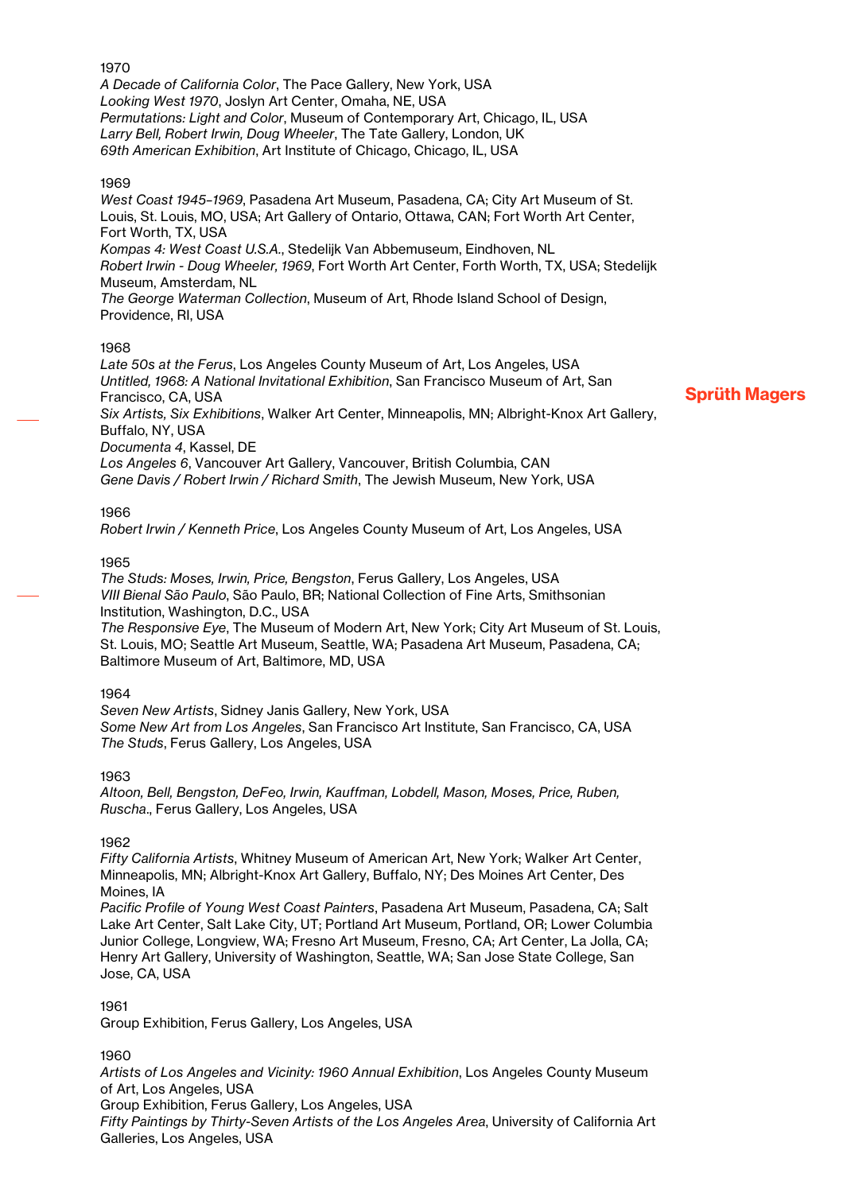1970

*A Decade of California Color*, The Pace Gallery, New York, USA
*Looking West 1970*, Joslyn Art Center, Omaha, NE, USA
*Permutations: Light and Color*, Museum of Contemporary Art, Chicago, IL, USA
*Larry Bell, Robert Irwin, Doug Wheeler*, The Tate Gallery, London, UK
*69th American Exhibition*, Art Institute of Chicago, Chicago, IL, USA

1969

*West Coast 1945–1969*, Pasadena Art Museum, Pasadena, CA; City Art Museum of St. Louis, St. Louis, MO, USA; Art Gallery of Ontario, Ottawa, CAN; Fort Worth Art Center, Fort Worth, TX, USA
*Kompas 4: West Coast U.S.A.*, Stedelijk Van Abbemuseum, Eindhoven, NL
*Robert Irwin - Doug Wheeler, 1969*, Fort Worth Art Center, Forth Worth, TX, USA; Stedelijk Museum, Amsterdam, NL
*The George Waterman Collection*, Museum of Art, Rhode Island School of Design, Providence, RI, USA

1968

*Late 50s at the Ferus*, Los Angeles County Museum of Art, Los Angeles, USA
*Untitled, 1968: A National Invitational Exhibition*, San Francisco Museum of Art, San Francisco, CA, USA
*Six Artists, Six Exhibitions*, Walker Art Center, Minneapolis, MN; Albright-Knox Art Gallery, Buffalo, NY, USA
*Documenta 4*, Kassel, DE
*Los Angeles 6*, Vancouver Art Gallery, Vancouver, British Columbia, CAN
*Gene Davis / Robert Irwin / Richard Smith*, The Jewish Museum, New York, USA

1966

*Robert Irwin / Kenneth Price*, Los Angeles County Museum of Art, Los Angeles, USA

1965

*The Studs: Moses, Irwin, Price, Bengston*, Ferus Gallery, Los Angeles, USA
*VIII Bienal São Paulo*, São Paulo, BR; National Collection of Fine Arts, Smithsonian Institution, Washington, D.C., USA
*The Responsive Eye*, The Museum of Modern Art, New York; City Art Museum of St. Louis, St. Louis, MO; Seattle Art Museum, Seattle, WA; Pasadena Art Museum, Pasadena, CA; Baltimore Museum of Art, Baltimore, MD, USA

1964

*Seven New Artists*, Sidney Janis Gallery, New York, USA
*Some New Art from Los Angeles*, San Francisco Art Institute, San Francisco, CA, USA
*The Studs*, Ferus Gallery, Los Angeles, USA

1963

*Altoon, Bell, Bengston, DeFeo, Irwin, Kauffman, Lobdell, Mason, Moses, Price, Ruben, Ruscha*., Ferus Gallery, Los Angeles, USA

1962

*Fifty California Artists*, Whitney Museum of American Art, New York; Walker Art Center, Minneapolis, MN; Albright-Knox Art Gallery, Buffalo, NY; Des Moines Art Center, Des Moines, IA
*Pacific Profile of Young West Coast Painters*, Pasadena Art Museum, Pasadena, CA; Salt Lake Art Center, Salt Lake City, UT; Portland Art Museum, Portland, OR; Lower Columbia Junior College, Longview, WA; Fresno Art Museum, Fresno, CA; Art Center, La Jolla, CA; Henry Art Gallery, University of Washington, Seattle, WA; San Jose State College, San Jose, CA, USA

1961

Group Exhibition, Ferus Gallery, Los Angeles, USA

1960

*Artists of Los Angeles and Vicinity: 1960 Annual Exhibition*, Los Angeles County Museum of Art, Los Angeles, USA
Group Exhibition, Ferus Gallery, Los Angeles, USA
*Fifty Paintings by Thirty-Seven Artists of the Los Angeles Area*, University of California Art Galleries, Los Angeles, USA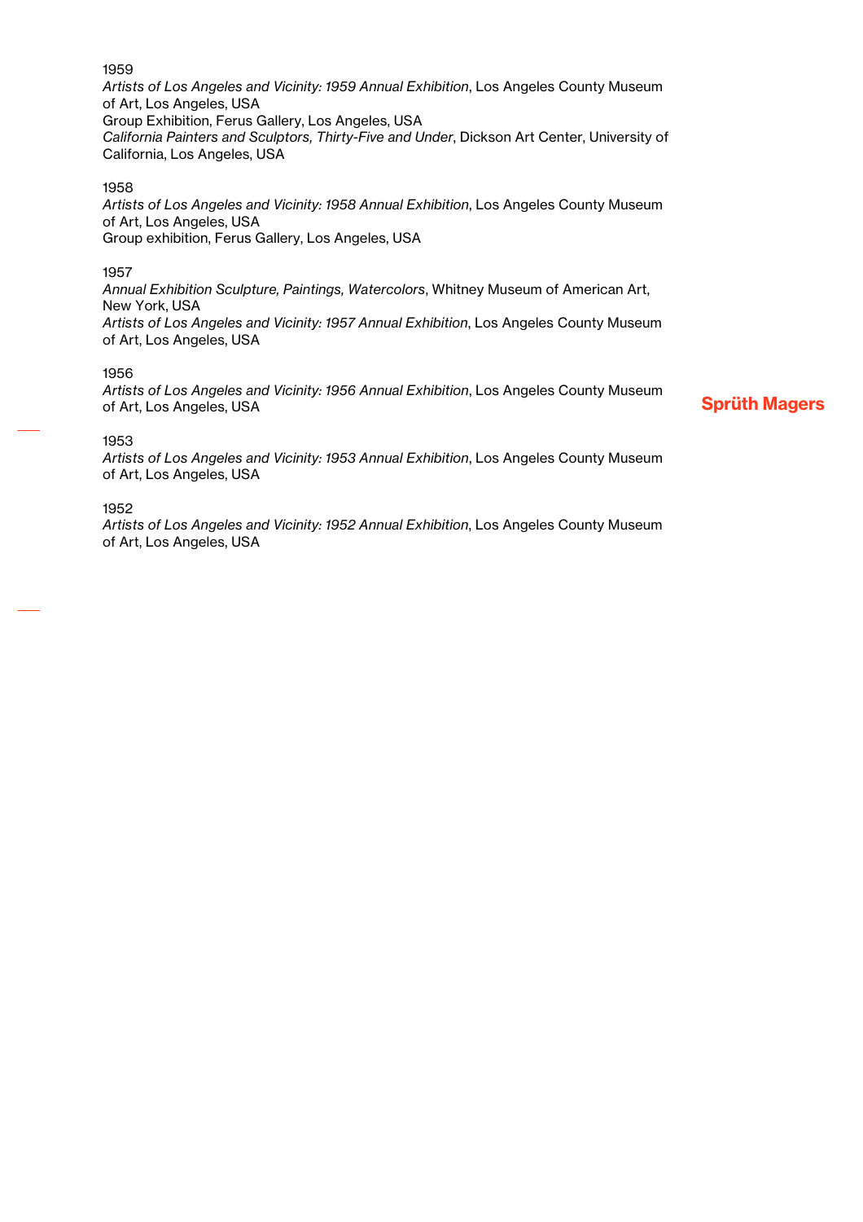1959

*Artists of Los Angeles and Vicinity: 1959 Annual Exhibition*, Los Angeles County Museum of Art, Los Angeles, USA
Group Exhibition, Ferus Gallery, Los Angeles, USA
*California Painters and Sculptors, Thirty-Five and Under*, Dickson Art Center, University of California, Los Angeles, USA

1958

*Artists of Los Angeles and Vicinity: 1958 Annual Exhibition*, Los Angeles County Museum of Art, Los Angeles, USA
Group exhibition, Ferus Gallery, Los Angeles, USA

1957

*Annual Exhibition Sculpture, Paintings, Watercolors*, Whitney Museum of American Art, New York, USA
*Artists of Los Angeles and Vicinity: 1957 Annual Exhibition*, Los Angeles County Museum of Art, Los Angeles, USA

1956

*Artists of Los Angeles and Vicinity: 1956 Annual Exhibition*, Los Angeles County Museum of Art, Los Angeles, USA

1953

*Artists of Los Angeles and Vicinity: 1953 Annual Exhibition*, Los Angeles County Museum of Art, Los Angeles, USA

1952

*Artists of Los Angeles and Vicinity: 1952 Annual Exhibition*, Los Angeles County Museum of Art, Los Angeles, USA